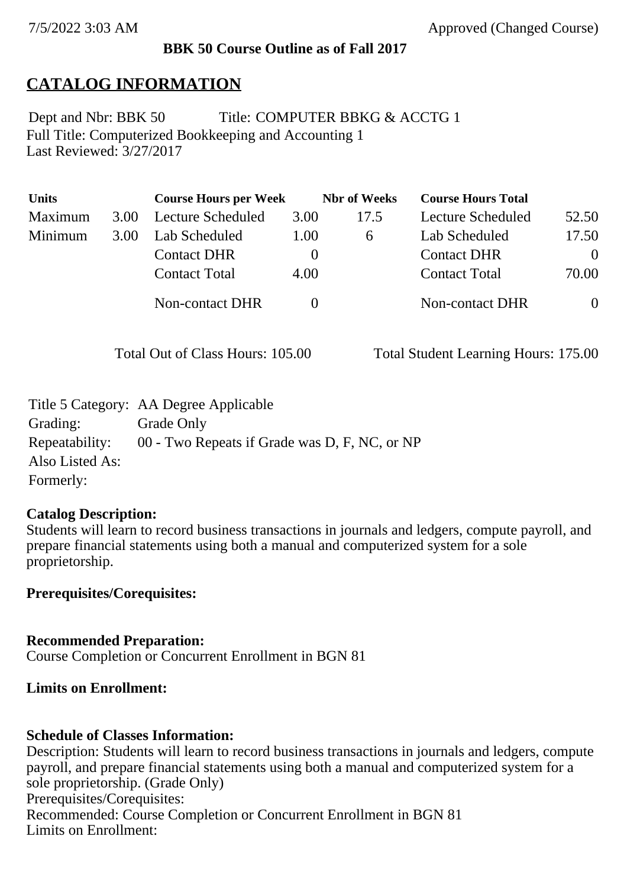7/5/2022 3:03 AM Approved (Changed Course)

**BBK 50 Course Outline as of Fall 2017**

# CATALOG INFORMATION

Dept and Nbr: BBK 50 Title: COMPUTER BBKG & ACCTG 1
Full Title: Computerized Bookkeeping and Accounting 1
Last Reviewed: 3/27/2017

| Units | | Course Hours per Week | | Nbr of Weeks | Course Hours Total | |
|---|---|---|---|---|---|---|
| Maximum | 3.00 | Lecture Scheduled | 3.00 | 17.5 | Lecture Scheduled | 52.50 |
| Minimum | 3.00 | Lab Scheduled | 1.00 | 6 | Lab Scheduled | 17.50 |
| | | Contact DHR | 0 | | Contact DHR | 0 |
| | | Contact Total | 4.00 | | Contact Total | 70.00 |
| | | Non-contact DHR | 0 | | Non-contact DHR | 0 |

Total Out of Class Hours: 105.00 Total Student Learning Hours: 175.00

Title 5 Category: AA Degree Applicable
Grading: Grade Only
Repeatability: 00 - Two Repeats if Grade was D, F, NC, or NP
Also Listed As:
Formerly:

**Catalog Description:**
Students will learn to record business transactions in journals and ledgers, compute payroll, and prepare financial statements using both a manual and computerized system for a sole proprietorship.

**Prerequisites/Corequisites:**

**Recommended Preparation:**
Course Completion or Concurrent Enrollment in BGN 81

**Limits on Enrollment:**

**Schedule of Classes Information:**
Description: Students will learn to record business transactions in journals and ledgers, compute payroll, and prepare financial statements using both a manual and computerized system for a sole proprietorship. (Grade Only)
Prerequisites/Corequisites:
Recommended: Course Completion or Concurrent Enrollment in BGN 81
Limits on Enrollment: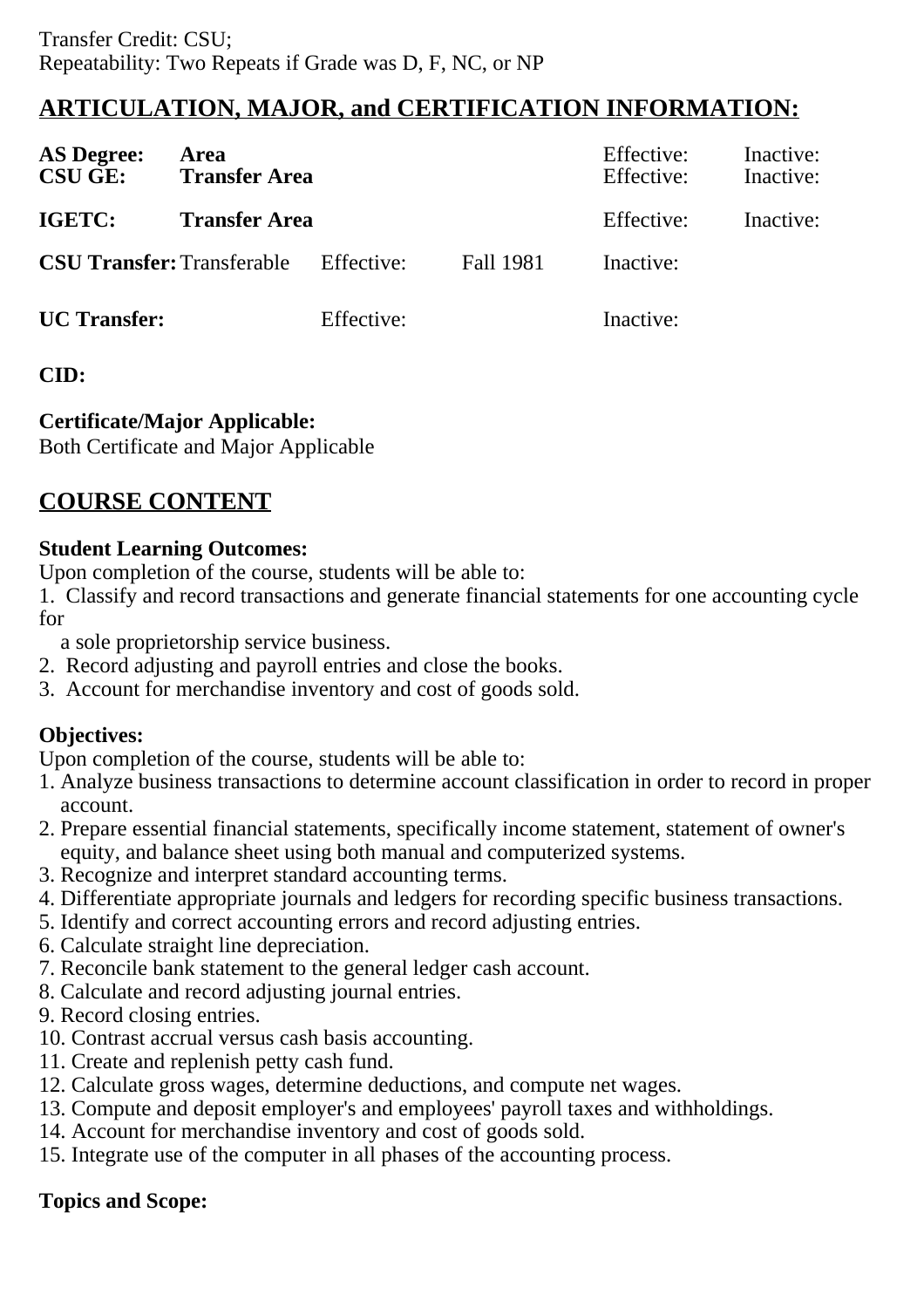Transfer Credit: CSU;
Repeatability: Two Repeats if Grade was D, F, NC, or NP

## ARTICULATION, MAJOR, and CERTIFICATION INFORMATION:

| | | | | | |
|---|---|---|---|---|---|
| **AS Degree:** | **Area** | | | Effective: | Inactive: |
| **CSU GE:** | **Transfer Area** | | | Effective: | Inactive: |
| **IGETC:** | **Transfer Area** | | | Effective: | Inactive: |
| **CSU Transfer:** | Transferable | Effective: | Fall 1981 | Inactive: | |
| **UC Transfer:** | | Effective: | | Inactive: | |

**CID:**

**Certificate/Major Applicable:**
Both Certificate and Major Applicable

## COURSE CONTENT

**Student Learning Outcomes:**
Upon completion of the course, students will be able to:
1. Classify and record transactions and generate financial statements for one accounting cycle for
   a sole proprietorship service business.
2. Record adjusting and payroll entries and close the books.
3. Account for merchandise inventory and cost of goods sold.

**Objectives:**
Upon completion of the course, students will be able to:
1. Analyze business transactions to determine account classification in order to record in proper account.
2. Prepare essential financial statements, specifically income statement, statement of owner's equity, and balance sheet using both manual and computerized systems.
3. Recognize and interpret standard accounting terms.
4. Differentiate appropriate journals and ledgers for recording specific business transactions.
5. Identify and correct accounting errors and record adjusting entries.
6. Calculate straight line depreciation.
7. Reconcile bank statement to the general ledger cash account.
8. Calculate and record adjusting journal entries.
9. Record closing entries.
10. Contrast accrual versus cash basis accounting.
11. Create and replenish petty cash fund.
12. Calculate gross wages, determine deductions, and compute net wages.
13. Compute and deposit employer's and employees' payroll taxes and withholdings.
14. Account for merchandise inventory and cost of goods sold.
15. Integrate use of the computer in all phases of the accounting process.

**Topics and Scope:**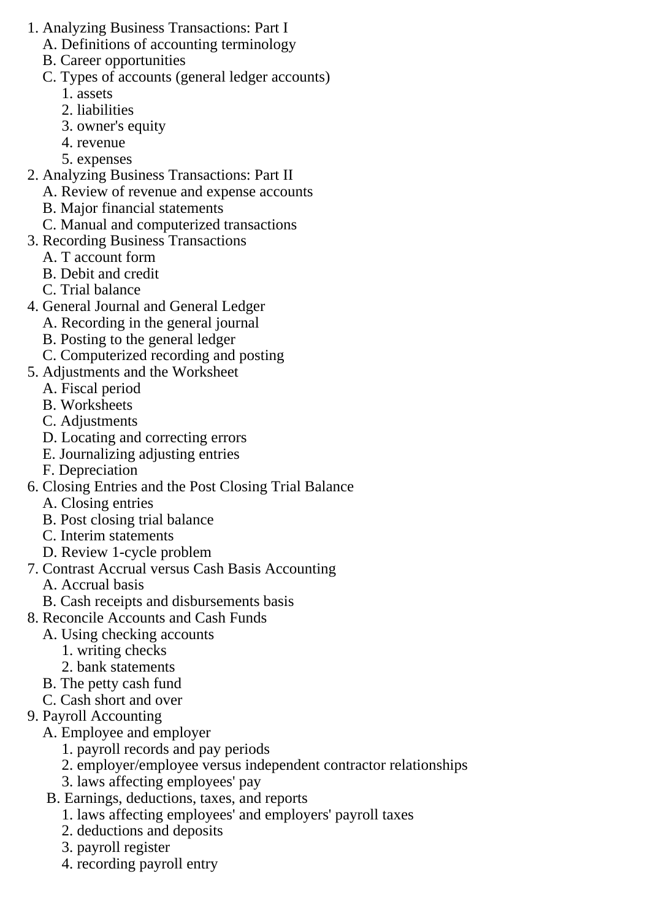1. Analyzing Business Transactions: Part I
   A. Definitions of accounting terminology
   B. Career opportunities
   C. Types of accounts (general ledger accounts)
      1. assets
      2. liabilities
      3. owner's equity
      4. revenue
      5. expenses
2. Analyzing Business Transactions: Part II
   A. Review of revenue and expense accounts
   B. Major financial statements
   C. Manual and computerized transactions
3. Recording Business Transactions
   A. T account form
   B. Debit and credit
   C. Trial balance
4. General Journal and General Ledger
   A. Recording in the general journal
   B. Posting to the general ledger
   C. Computerized recording and posting
5. Adjustments and the Worksheet
   A. Fiscal period
   B. Worksheets
   C. Adjustments
   D. Locating and correcting errors
   E. Journalizing adjusting entries
   F. Depreciation
6. Closing Entries and the Post Closing Trial Balance
   A. Closing entries
   B. Post closing trial balance
   C. Interim statements
   D. Review 1-cycle problem
7. Contrast Accrual versus Cash Basis Accounting
   A. Accrual basis
   B. Cash receipts and disbursements basis
8. Reconcile Accounts and Cash Funds
   A. Using checking accounts
      1. writing checks
      2. bank statements
   B. The petty cash fund
   C. Cash short and over
9. Payroll Accounting
   A. Employee and employer
      1. payroll records and pay periods
      2. employer/employee versus independent contractor relationships
      3. laws affecting employees' pay
   B. Earnings, deductions, taxes, and reports
      1. laws affecting employees' and employers' payroll taxes
      2. deductions and deposits
      3. payroll register
      4. recording payroll entry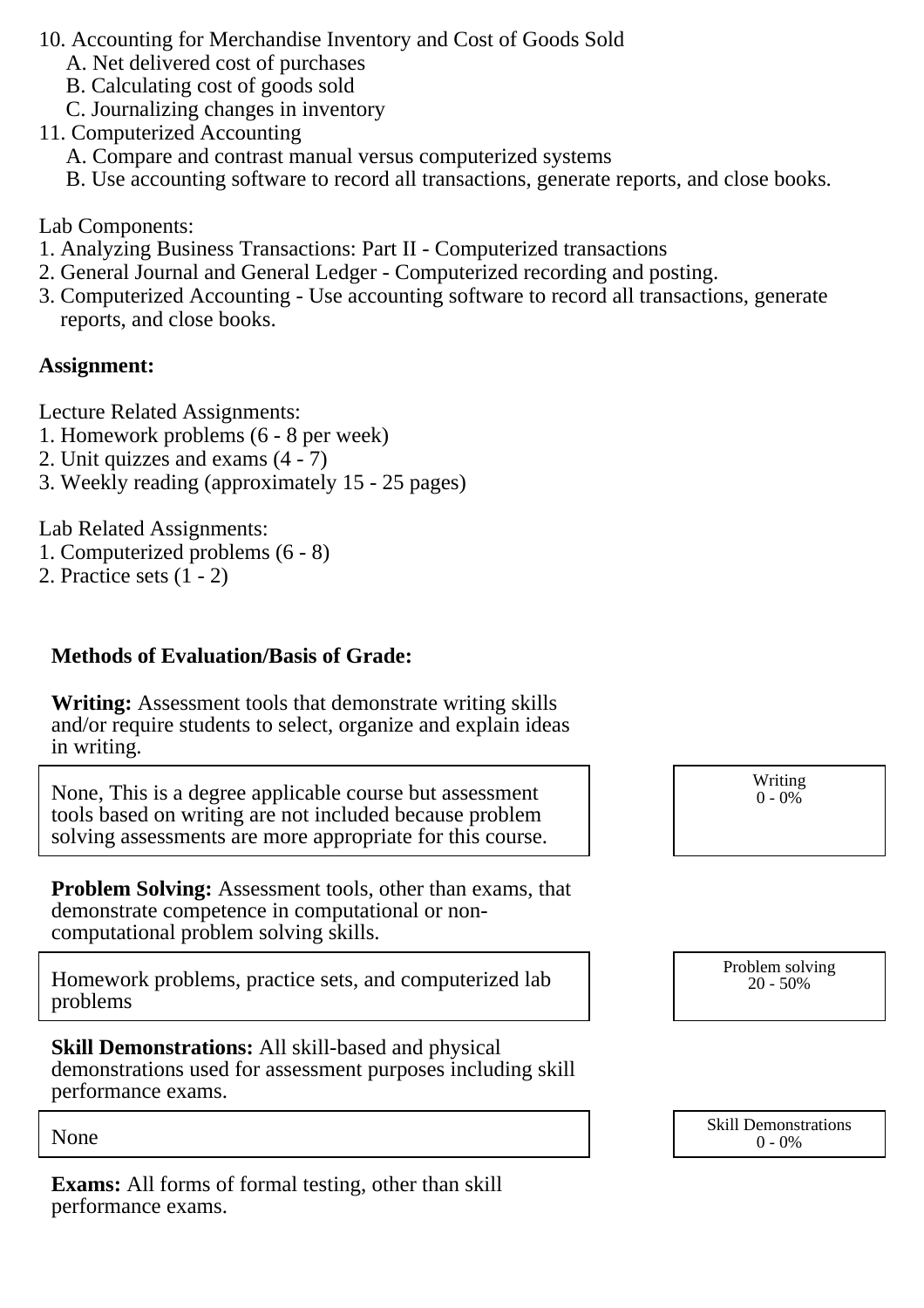10. Accounting for Merchandise Inventory and Cost of Goods Sold
    A. Net delivered cost of purchases
    B. Calculating cost of goods sold
    C. Journalizing changes in inventory
11. Computerized Accounting
    A. Compare and contrast manual versus computerized systems
    B. Use accounting software to record all transactions, generate reports, and close books.

Lab Components:
1. Analyzing Business Transactions: Part II - Computerized transactions
2. General Journal and General Ledger - Computerized recording and posting.
3. Computerized Accounting - Use accounting software to record all transactions, generate reports, and close books.

**Assignment:**

Lecture Related Assignments:
1. Homework problems (6 - 8 per week)
2. Unit quizzes and exams (4 - 7)
3. Weekly reading (approximately 15 - 25 pages)

Lab Related Assignments:
1. Computerized problems (6 - 8)
2. Practice sets (1 - 2)

**Methods of Evaluation/Basis of Grade:**

**Writing:** Assessment tools that demonstrate writing skills and/or require students to select, organize and explain ideas in writing.

| | |
|---|---|
| None, This is a degree applicable course but assessment tools based on writing are not included because problem solving assessments are more appropriate for this course. | Writing<br>0 - 0% |

**Problem Solving:** Assessment tools, other than exams, that demonstrate competence in computational or non-computational problem solving skills.

| | |
|---|---|
| Homework problems, practice sets, and computerized lab problems | Problem solving<br>20 - 50% |

**Skill Demonstrations:** All skill-based and physical demonstrations used for assessment purposes including skill performance exams.

| | |
|---|---|
| None | Skill Demonstrations<br>0 - 0% |

**Exams:** All forms of formal testing, other than skill performance exams.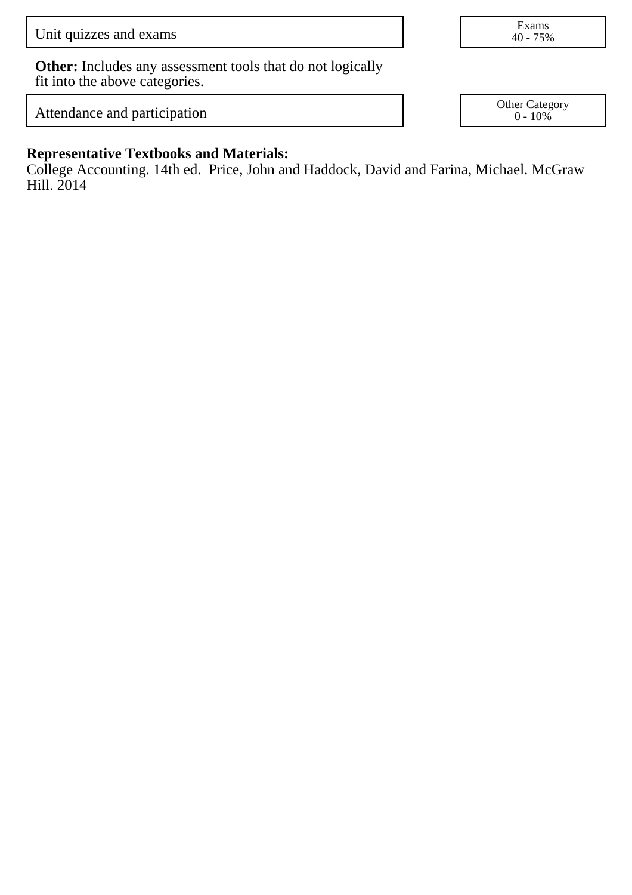| | |
|---|---|
| Unit quizzes and exams | Exams<br>40 - 75% |

**Other:** Includes any assessment tools that do not logically fit into the above categories.

| | |
|---|---|
| Attendance and participation | Other Category<br>0 - 10% |

**Representative Textbooks and Materials:**
College Accounting. 14th ed. Price, John and Haddock, David and Farina, Michael. McGraw Hill. 2014